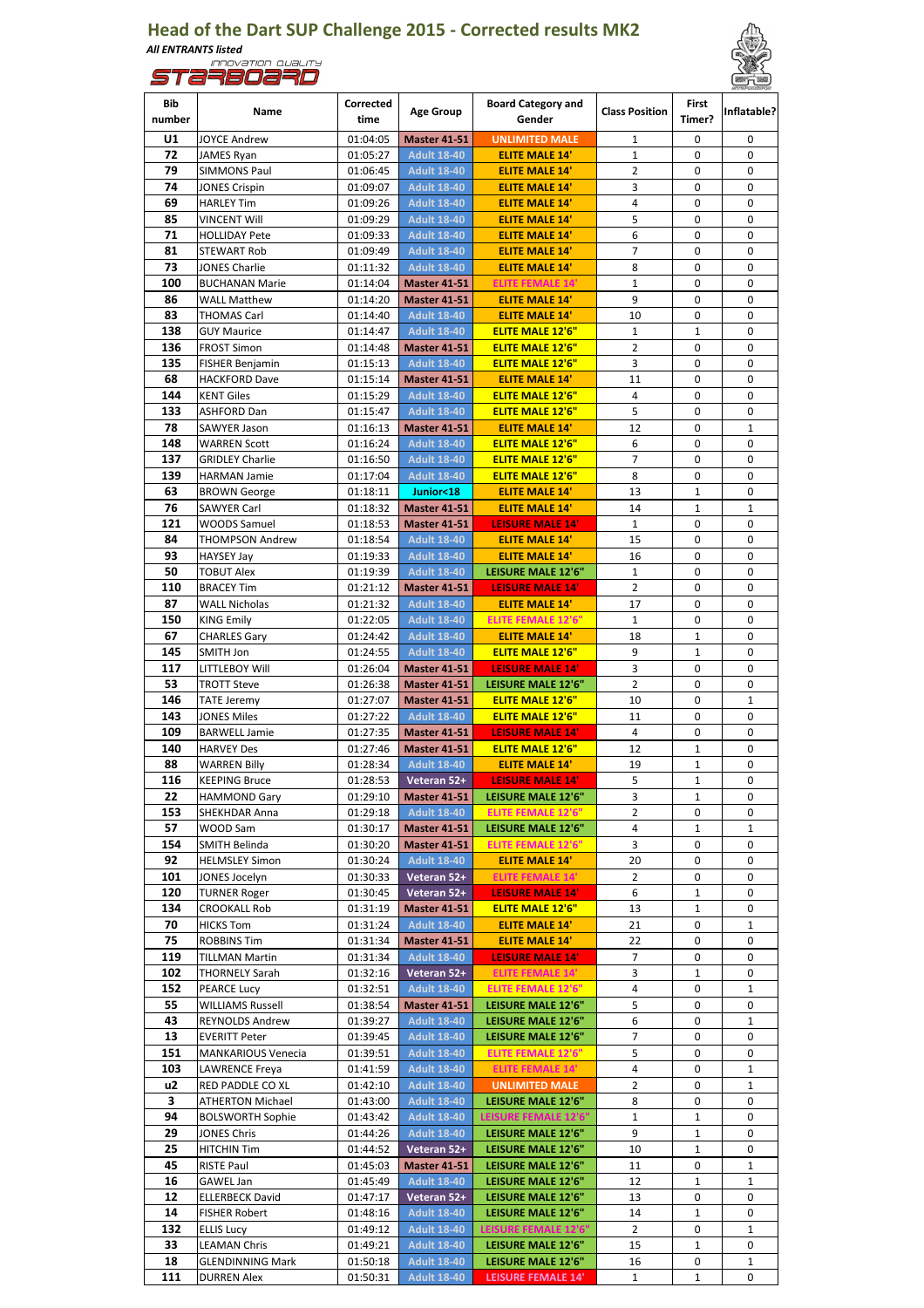# Head of the Dart SUP Challenge 2015 - Corrected results MK2

*All ENTRANTS listed*

STARBOARD INNOVATION QUALITY

| Bib number | Name | Corrected time | Age Group | Board Category and Gender | Class Position | First Timer? | Inflatable? |
|---|---|---|---|---|---|---|---|
| U1 | JOYCE Andrew | 01:04:05 | Master 41-51 | UNLIMITED MALE | 1 | 0 | 0 |
| 72 | JAMES Ryan | 01:05:27 | Adult 18-40 | ELITE MALE 14' | 1 | 0 | 0 |
| 79 | SIMMONS Paul | 01:06:45 | Adult 18-40 | ELITE MALE 14' | 2 | 0 | 0 |
| 74 | JONES Crispin | 01:09:07 | Adult 18-40 | ELITE MALE 14' | 3 | 0 | 0 |
| 69 | HARLEY Tim | 01:09:26 | Adult 18-40 | ELITE MALE 14' | 4 | 0 | 0 |
| 85 | VINCENT Will | 01:09:29 | Adult 18-40 | ELITE MALE 14' | 5 | 0 | 0 |
| 71 | HOLLIDAY Pete | 01:09:33 | Adult 18-40 | ELITE MALE 14' | 6 | 0 | 0 |
| 81 | STEWART Rob | 01:09:49 | Adult 18-40 | ELITE MALE 14' | 7 | 0 | 0 |
| 73 | JONES Charlie | 01:11:32 | Adult 18-40 | ELITE MALE 14' | 8 | 0 | 0 |
| 100 | BUCHANAN Marie | 01:14:04 | Master 41-51 | ELITE FEMALE 14' | 1 | 0 | 0 |
| 86 | WALL Matthew | 01:14:20 | Master 41-51 | ELITE MALE 14' | 9 | 0 | 0 |
| 83 | THOMAS Carl | 01:14:40 | Adult 18-40 | ELITE MALE 14' | 10 | 0 | 0 |
| 138 | GUY Maurice | 01:14:47 | Adult 18-40 | ELITE MALE 12'6" | 1 | 1 | 0 |
| 136 | FROST Simon | 01:14:48 | Master 41-51 | ELITE MALE 12'6" | 2 | 0 | 0 |
| 135 | FISHER Benjamin | 01:15:13 | Adult 18-40 | ELITE MALE 12'6" | 3 | 0 | 0 |
| 68 | HACKFORD Dave | 01:15:14 | Master 41-51 | ELITE MALE 14' | 11 | 0 | 0 |
| 144 | KENT Giles | 01:15:29 | Adult 18-40 | ELITE MALE 12'6" | 4 | 0 | 0 |
| 133 | ASHFORD Dan | 01:15:47 | Adult 18-40 | ELITE MALE 12'6" | 5 | 0 | 0 |
| 78 | SAWYER Jason | 01:16:13 | Master 41-51 | ELITE MALE 14' | 12 | 0 | 1 |
| 148 | WARREN Scott | 01:16:24 | Adult 18-40 | ELITE MALE 12'6" | 6 | 0 | 0 |
| 137 | GRIDLEY Charlie | 01:16:50 | Adult 18-40 | ELITE MALE 12'6" | 7 | 0 | 0 |
| 139 | HARMAN Jamie | 01:17:04 | Adult 18-40 | ELITE MALE 12'6" | 8 | 0 | 0 |
| 63 | BROWN George | 01:18:11 | Junior<18 | ELITE MALE 14' | 13 | 1 | 0 |
| 76 | SAWYER Carl | 01:18:32 | Master 41-51 | ELITE MALE 14' | 14 | 1 | 1 |
| 121 | WOODS Samuel | 01:18:53 | Master 41-51 | LEISURE MALE 14' | 1 | 0 | 0 |
| 84 | THOMPSON Andrew | 01:18:54 | Adult 18-40 | ELITE MALE 14' | 15 | 0 | 0 |
| 93 | HAYSEY Jay | 01:19:33 | Adult 18-40 | ELITE MALE 14' | 16 | 0 | 0 |
| 50 | TOBUT Alex | 01:19:39 | Adult 18-40 | LEISURE MALE 12'6" | 1 | 0 | 0 |
| 110 | BRACEY Tim | 01:21:12 | Master 41-51 | LEISURE MALE 14' | 2 | 0 | 0 |
| 87 | WALL Nicholas | 01:21:32 | Adult 18-40 | ELITE MALE 14' | 17 | 0 | 0 |
| 150 | KING Emily | 01:22:05 | Adult 18-40 | ELITE FEMALE 12'6" | 1 | 0 | 0 |
| 67 | CHARLES Gary | 01:24:42 | Adult 18-40 | ELITE MALE 14' | 18 | 1 | 0 |
| 145 | SMITH Jon | 01:24:55 | Adult 18-40 | ELITE MALE 12'6" | 9 | 1 | 0 |
| 117 | LITTLEBOY Will | 01:26:04 | Master 41-51 | LEISURE MALE 14' | 3 | 0 | 0 |
| 53 | TROTT Steve | 01:26:38 | Master 41-51 | LEISURE MALE 12'6" | 2 | 0 | 0 |
| 146 | TATE Jeremy | 01:27:07 | Master 41-51 | ELITE MALE 12'6" | 10 | 0 | 1 |
| 143 | JONES Miles | 01:27:22 | Adult 18-40 | ELITE MALE 12'6" | 11 | 0 | 0 |
| 109 | BARWELL Jamie | 01:27:35 | Master 41-51 | LEISURE MALE 14' | 4 | 0 | 0 |
| 140 | HARVEY Des | 01:27:46 | Master 41-51 | ELITE MALE 12'6" | 12 | 1 | 0 |
| 88 | WARREN Billy | 01:28:34 | Adult 18-40 | ELITE MALE 14' | 19 | 1 | 0 |
| 116 | KEEPING Bruce | 01:28:53 | Veteran 52+ | LEISURE MALE 14' | 5 | 1 | 0 |
| 22 | HAMMOND Gary | 01:29:10 | Master 41-51 | LEISURE MALE 12'6" | 3 | 1 | 0 |
| 153 | SHEKHDAR Anna | 01:29:18 | Adult 18-40 | ELITE FEMALE 12'6" | 2 | 0 | 0 |
| 57 | WOOD Sam | 01:30:17 | Master 41-51 | LEISURE MALE 12'6" | 4 | 1 | 1 |
| 154 | SMITH Belinda | 01:30:20 | Master 41-51 | ELITE FEMALE 12'6" | 3 | 0 | 0 |
| 92 | HELMSLEY Simon | 01:30:24 | Adult 18-40 | ELITE MALE 14' | 20 | 0 | 0 |
| 101 | JONES Jocelyn | 01:30:33 | Veteran 52+ | ELITE FEMALE 14' | 2 | 0 | 0 |
| 120 | TURNER Roger | 01:30:45 | Veteran 52+ | LEISURE MALE 14' | 6 | 1 | 0 |
| 134 | CROOKALL Rob | 01:31:19 | Master 41-51 | ELITE MALE 12'6" | 13 | 1 | 0 |
| 70 | HICKS Tom | 01:31:24 | Adult 18-40 | ELITE MALE 14' | 21 | 0 | 1 |
| 75 | ROBBINS Tim | 01:31:34 | Master 41-51 | ELITE MALE 14' | 22 | 0 | 0 |
| 119 | TILLMAN Martin | 01:31:34 | Adult 18-40 | LEISURE MALE 14' | 7 | 0 | 0 |
| 102 | THORNELY Sarah | 01:32:16 | Veteran 52+ | ELITE FEMALE 14' | 3 | 1 | 0 |
| 152 | PEARCE Lucy | 01:32:51 | Adult 18-40 | ELITE FEMALE 12'6" | 4 | 0 | 1 |
| 55 | WILLIAMS Russell | 01:38:54 | Master 41-51 | LEISURE MALE 12'6" | 5 | 0 | 0 |
| 43 | REYNOLDS Andrew | 01:39:27 | Adult 18-40 | LEISURE MALE 12'6" | 6 | 0 | 1 |
| 13 | EVERITT Peter | 01:39:45 | Adult 18-40 | LEISURE MALE 12'6" | 7 | 0 | 0 |
| 151 | MANKARIOUS Venecia | 01:39:51 | Adult 18-40 | ELITE FEMALE 12'6" | 5 | 0 | 0 |
| 103 | LAWRENCE Freya | 01:41:59 | Adult 18-40 | ELITE FEMALE 14' | 4 | 0 | 1 |
| u2 | RED PADDLE CO XL | 01:42:10 | Adult 18-40 | UNLIMITED MALE | 2 | 0 | 1 |
| 3 | ATHERTON Michael | 01:43:00 | Adult 18-40 | LEISURE MALE 12'6" | 8 | 0 | 0 |
| 94 | BOLSWORTH Sophie | 01:43:42 | Adult 18-40 | LEISURE FEMALE 12'6" | 1 | 1 | 0 |
| 29 | JONES Chris | 01:44:26 | Adult 18-40 | LEISURE MALE 12'6" | 9 | 1 | 0 |
| 25 | HITCHIN Tim | 01:44:52 | Veteran 52+ | LEISURE MALE 12'6" | 10 | 1 | 0 |
| 45 | RISTE Paul | 01:45:03 | Master 41-51 | LEISURE MALE 12'6" | 11 | 0 | 1 |
| 16 | GAWEL Jan | 01:45:49 | Adult 18-40 | LEISURE MALE 12'6" | 12 | 1 | 1 |
| 12 | ELLERBECK David | 01:47:17 | Veteran 52+ | LEISURE MALE 12'6" | 13 | 0 | 0 |
| 14 | FISHER Robert | 01:48:16 | Adult 18-40 | LEISURE MALE 12'6" | 14 | 1 | 0 |
| 132 | ELLIS Lucy | 01:49:12 | Adult 18-40 | LEISURE FEMALE 12'6" | 2 | 0 | 1 |
| 33 | LEAMAN Chris | 01:49:21 | Adult 18-40 | LEISURE MALE 12'6" | 15 | 1 | 0 |
| 18 | GLENDINNING Mark | 01:50:18 | Adult 18-40 | LEISURE MALE 12'6" | 16 | 0 | 1 |
| 111 | DURREN Alex | 01:50:31 | Adult 18-40 | LEISURE FEMALE 14' | 1 | 1 | 0 |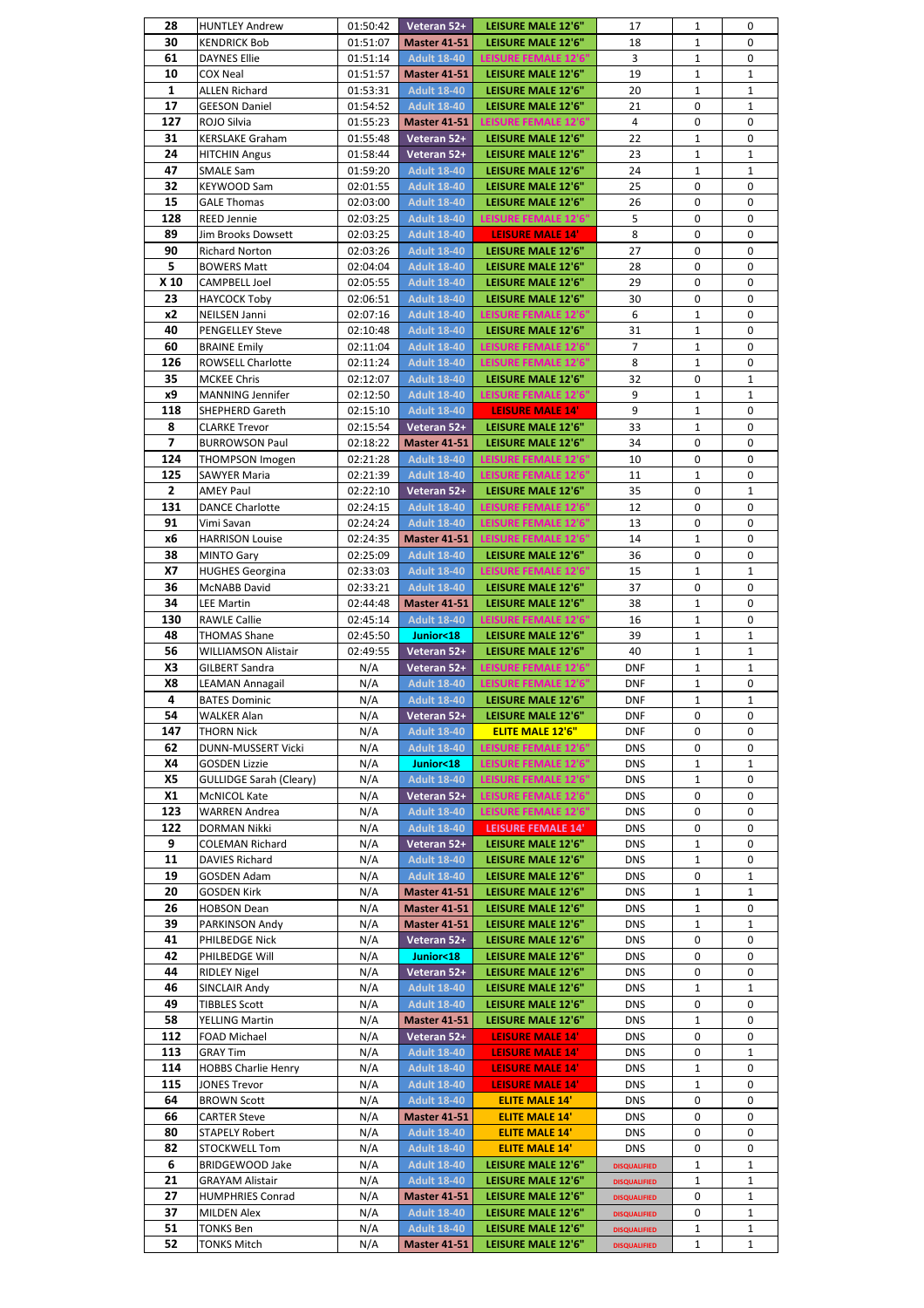| | | | | | | | |
|---|---|---|---|---|---|---|---|
| 28 | HUNTLEY Andrew | 01:50:42 | Veteran 52+ | LEISURE MALE 12'6" | 17 | 1 | 0 |
| 30 | KENDRICK Bob | 01:51:07 | Master 41-51 | LEISURE MALE 12'6" | 18 | 1 | 0 |
| 61 | DAYNES Ellie | 01:51:14 | Adult 18-40 | LEISURE FEMALE 12'6" | 3 | 1 | 0 |
| 10 | COX Neal | 01:51:57 | Master 41-51 | LEISURE MALE 12'6" | 19 | 1 | 1 |
| 1 | ALLEN Richard | 01:53:31 | Adult 18-40 | LEISURE MALE 12'6" | 20 | 1 | 1 |
| 17 | GEESON Daniel | 01:54:52 | Adult 18-40 | LEISURE MALE 12'6" | 21 | 0 | 1 |
| 127 | ROJO Silvia | 01:55:23 | Master 41-51 | LEISURE FEMALE 12'6" | 4 | 0 | 0 |
| 31 | KERSLAKE Graham | 01:55:48 | Veteran 52+ | LEISURE MALE 12'6" | 22 | 1 | 0 |
| 24 | HITCHIN Angus | 01:58:44 | Veteran 52+ | LEISURE MALE 12'6" | 23 | 1 | 1 |
| 47 | SMALE Sam | 01:59:20 | Adult 18-40 | LEISURE MALE 12'6" | 24 | 1 | 1 |
| 32 | KEYWOOD Sam | 02:01:55 | Adult 18-40 | LEISURE MALE 12'6" | 25 | 0 | 0 |
| 15 | GALE Thomas | 02:03:00 | Adult 18-40 | LEISURE MALE 12'6" | 26 | 0 | 0 |
| 128 | REED Jennie | 02:03:25 | Adult 18-40 | LEISURE FEMALE 12'6" | 5 | 0 | 0 |
| 89 | Jim Brooks Dowsett | 02:03:25 | Adult 18-40 | LEISURE MALE 14' | 8 | 0 | 0 |
| 90 | Richard Norton | 02:03:26 | Adult 18-40 | LEISURE MALE 12'6" | 27 | 0 | 0 |
| 5 | BOWERS Matt | 02:04:04 | Adult 18-40 | LEISURE MALE 12'6" | 28 | 0 | 0 |
| X 10 | CAMPBELL Joel | 02:05:55 | Adult 18-40 | LEISURE MALE 12'6" | 29 | 0 | 0 |
| 23 | HAYCOCK Toby | 02:06:51 | Adult 18-40 | LEISURE MALE 12'6" | 30 | 0 | 0 |
| x2 | NEILSEN Janni | 02:07:16 | Adult 18-40 | LEISURE FEMALE 12'6" | 6 | 1 | 0 |
| 40 | PENGELLEY Steve | 02:10:48 | Adult 18-40 | LEISURE MALE 12'6" | 31 | 1 | 0 |
| 60 | BRAINE Emily | 02:11:04 | Adult 18-40 | LEISURE FEMALE 12'6" | 7 | 1 | 0 |
| 126 | ROWSELL Charlotte | 02:11:24 | Adult 18-40 | LEISURE FEMALE 12'6" | 8 | 1 | 0 |
| 35 | MCKEE Chris | 02:12:07 | Adult 18-40 | LEISURE MALE 12'6" | 32 | 0 | 1 |
| x9 | MANNING Jennifer | 02:12:50 | Adult 18-40 | LEISURE FEMALE 12'6" | 9 | 1 | 1 |
| 118 | SHEPHERD Gareth | 02:15:10 | Adult 18-40 | LEISURE MALE 14' | 9 | 1 | 0 |
| 8 | CLARKE Trevor | 02:15:54 | Veteran 52+ | LEISURE MALE 12'6" | 33 | 1 | 0 |
| 7 | BURROWSON Paul | 02:18:22 | Master 41-51 | LEISURE MALE 12'6" | 34 | 0 | 0 |
| 124 | THOMPSON Imogen | 02:21:28 | Adult 18-40 | LEISURE FEMALE 12'6" | 10 | 0 | 0 |
| 125 | SAWYER Maria | 02:21:39 | Adult 18-40 | LEISURE FEMALE 12'6" | 11 | 1 | 0 |
| 2 | AMEY Paul | 02:22:10 | Veteran 52+ | LEISURE MALE 12'6" | 35 | 0 | 1 |
| 131 | DANCE Charlotte | 02:24:15 | Adult 18-40 | LEISURE FEMALE 12'6" | 12 | 0 | 0 |
| 91 | Vimi Savan | 02:24:24 | Adult 18-40 | LEISURE FEMALE 12'6" | 13 | 0 | 0 |
| x6 | HARRISON Louise | 02:24:35 | Master 41-51 | LEISURE FEMALE 12'6" | 14 | 1 | 0 |
| 38 | MINTO Gary | 02:25:09 | Adult 18-40 | LEISURE MALE 12'6" | 36 | 0 | 0 |
| X7 | HUGHES Georgina | 02:33:03 | Adult 18-40 | LEISURE FEMALE 12'6" | 15 | 1 | 1 |
| 36 | McNABB David | 02:33:21 | Adult 18-40 | LEISURE MALE 12'6" | 37 | 0 | 0 |
| 34 | LEE Martin | 02:44:48 | Master 41-51 | LEISURE MALE 12'6" | 38 | 1 | 0 |
| 130 | RAWLE Callie | 02:45:14 | Adult 18-40 | LEISURE FEMALE 12'6" | 16 | 1 | 0 |
| 48 | THOMAS Shane | 02:45:50 | Junior<18 | LEISURE MALE 12'6" | 39 | 1 | 1 |
| 56 | WILLIAMSON Alistair | 02:49:55 | Veteran 52+ | LEISURE MALE 12'6" | 40 | 1 | 1 |
| X3 | GILBERT Sandra | N/A | Veteran 52+ | LEISURE FEMALE 12'6" | DNF | 1 | 1 |
| X8 | LEAMAN Annagail | N/A | Adult 18-40 | LEISURE FEMALE 12'6" | DNF | 1 | 0 |
| 4 | BATES Dominic | N/A | Adult 18-40 | LEISURE MALE 12'6" | DNF | 1 | 1 |
| 54 | WALKER Alan | N/A | Veteran 52+ | LEISURE MALE 12'6" | DNF | 0 | 0 |
| 147 | THORN Nick | N/A | Adult 18-40 | ELITE MALE 12'6" | DNF | 0 | 0 |
| 62 | DUNN-MUSSERT Vicki | N/A | Adult 18-40 | LEISURE FEMALE 12'6" | DNS | 0 | 0 |
| X4 | GOSDEN Lizzie | N/A | Junior<18 | LEISURE FEMALE 12'6" | DNS | 1 | 1 |
| X5 | GULLIDGE Sarah (Cleary) | N/A | Adult 18-40 | LEISURE FEMALE 12'6" | DNS | 1 | 0 |
| X1 | McNICOL Kate | N/A | Veteran 52+ | LEISURE FEMALE 12'6" | DNS | 0 | 0 |
| 123 | WARREN Andrea | N/A | Adult 18-40 | LEISURE FEMALE 12'6" | DNS | 0 | 0 |
| 122 | DORMAN Nikki | N/A | Adult 18-40 | LEISURE FEMALE 14' | DNS | 0 | 0 |
| 9 | COLEMAN Richard | N/A | Veteran 52+ | LEISURE MALE 12'6" | DNS | 1 | 0 |
| 11 | DAVIES Richard | N/A | Adult 18-40 | LEISURE MALE 12'6" | DNS | 1 | 0 |
| 19 | GOSDEN Adam | N/A | Adult 18-40 | LEISURE MALE 12'6" | DNS | 0 | 1 |
| 20 | GOSDEN Kirk | N/A | Master 41-51 | LEISURE MALE 12'6" | DNS | 1 | 1 |
| 26 | HOBSON Dean | N/A | Master 41-51 | LEISURE MALE 12'6" | DNS | 1 | 0 |
| 39 | PARKINSON Andy | N/A | Master 41-51 | LEISURE MALE 12'6" | DNS | 1 | 1 |
| 41 | PHILBEDGE Nick | N/A | Veteran 52+ | LEISURE MALE 12'6" | DNS | 0 | 0 |
| 42 | PHILBEDGE Will | N/A | Junior<18 | LEISURE MALE 12'6" | DNS | 0 | 0 |
| 44 | RIDLEY Nigel | N/A | Veteran 52+ | LEISURE MALE 12'6" | DNS | 0 | 0 |
| 46 | SINCLAIR Andy | N/A | Adult 18-40 | LEISURE MALE 12'6" | DNS | 1 | 1 |
| 49 | TIBBLES Scott | N/A | Adult 18-40 | LEISURE MALE 12'6" | DNS | 0 | 0 |
| 58 | YELLING Martin | N/A | Master 41-51 | LEISURE MALE 12'6" | DNS | 1 | 0 |
| 112 | FOAD Michael | N/A | Veteran 52+ | LEISURE MALE 14' | DNS | 0 | 0 |
| 113 | GRAY Tim | N/A | Adult 18-40 | LEISURE MALE 14' | DNS | 0 | 1 |
| 114 | HOBBS Charlie Henry | N/A | Adult 18-40 | LEISURE MALE 14' | DNS | 1 | 0 |
| 115 | JONES Trevor | N/A | Adult 18-40 | LEISURE MALE 14' | DNS | 1 | 0 |
| 64 | BROWN Scott | N/A | Adult 18-40 | ELITE MALE 14' | DNS | 0 | 0 |
| 66 | CARTER Steve | N/A | Master 41-51 | ELITE MALE 14' | DNS | 0 | 0 |
| 80 | STAPELY Robert | N/A | Adult 18-40 | ELITE MALE 14' | DNS | 0 | 0 |
| 82 | STOCKWELL Tom | N/A | Adult 18-40 | ELITE MALE 14' | DNS | 0 | 0 |
| 6 | BRIDGEWOOD Jake | N/A | Adult 18-40 | LEISURE MALE 12'6" | DISQUALIFIED | 1 | 1 |
| 21 | GRAYAM Alistair | N/A | Adult 18-40 | LEISURE MALE 12'6" | DISQUALIFIED | 1 | 1 |
| 27 | HUMPHRIES Conrad | N/A | Master 41-51 | LEISURE MALE 12'6" | DISQUALIFIED | 0 | 1 |
| 37 | MILDEN Alex | N/A | Adult 18-40 | LEISURE MALE 12'6" | DISQUALIFIED | 0 | 1 |
| 51 | TONKS Ben | N/A | Adult 18-40 | LEISURE MALE 12'6" | DISQUALIFIED | 1 | 1 |
| 52 | TONKS Mitch | N/A | Master 41-51 | LEISURE MALE 12'6" | DISQUALIFIED | 1 | 1 |